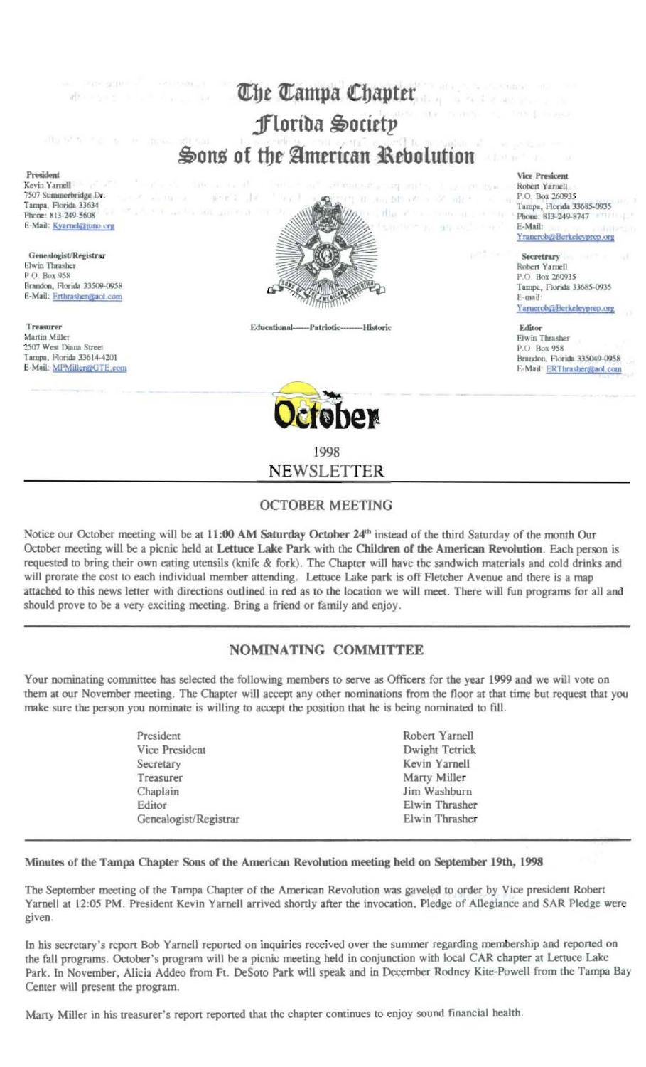# The Tampa Chapter
## Florida Society
## Sons of the American Revolution

**President**
Kevin Yarnell
7507 Summerbridge Dr.
Tampa, Florida 33634
Phone: 813-249-5608
E-Mail: Kyarnel@juno.org

**Genealogist/Registrar**
Elwin Thrasher
P.O. Box 958
Brandon, Florida 33509-0958
E-Mail: Erthrasher@aol.com

**Treasurer**
Martin Miller
2507 West Diana Street
Tampa, Florida 33614-4201
E-Mail: MPMiller@GTE.com

Educational------Patriotic--------Historic

**Vice President**
Robert Yarnell
P.O. Box 260935
Tampa, Florida 33685-0935
Phone: 813-249-8747
E-Mail:
Yrnerob@Berkeleyprep.org

**Secretary**
Robert Yarnell
P.O. Box 260935
Tampa, Florida 33685-0935
E-mail:
Yarnerob@Berkeleyprep.org

**Editor**
Elwin Thrasher
P.O. Box 958
Brandon, Florida 335049-0958
E-Mail: ERThrasher@aol.com

October

1998

NEWSLETTER

## OCTOBER MEETING

Notice our October meeting will be at **11:00 AM Saturday October 24th** instead of the third Saturday of the month Our October meeting will be a picnic held at **Lettuce Lake Park** with the **Children of the American Revolution**. Each person is requested to bring their own eating utensils (knife & fork). The Chapter will have the sandwich materials and cold drinks and will prorate the cost to each individual member attending. Lettuce Lake park is off Fletcher Avenue and there is a map attached to this news letter with directions outlined in red as to the location we will meet. There will fun programs for all and should prove to be a very exciting meeting. Bring a friend or family and enjoy.

## NOMINATING COMMITTEE

Your nominating committee has selected the following members to serve as Officers for the year 1999 and we will vote on them at our November meeting. The Chapter will accept any other nominations from the floor at that time but request that you make sure the person you nominate is willing to accept the position that he is being nominated to fill.

| | |
|---|---|
| President | Robert Yarnell |
| Vice President | Dwight Tetrick |
| Secretary | Kevin Yarnell |
| Treasurer | Marty Miller |
| Chaplain | Jim Washburn |
| Editor | Elwin Thrasher |
| Genealogist/Registrar | Elwin Thrasher |

**Minutes of the Tampa Chapter Sons of the American Revolution meeting held on September 19th, 1998**

The September meeting of the Tampa Chapter of the American Revolution was gaveled to order by Vice president Robert Yarnell at 12:05 PM. President Kevin Yarnell arrived shortly after the invocation, Pledge of Allegiance and SAR Pledge were given.

In his secretary's report Bob Yarnell reported on inquiries received over the summer regarding membership and reported on the fall programs. October's program will be a picnic meeting held in conjunction with local CAR chapter at Lettuce Lake Park. In November, Alicia Addeo from Ft. DeSoto Park will speak and in December Rodney Kite-Powell from the Tampa Bay Center will present the program.

Marty Miller in his treasurer's report reported that the chapter continues to enjoy sound financial health.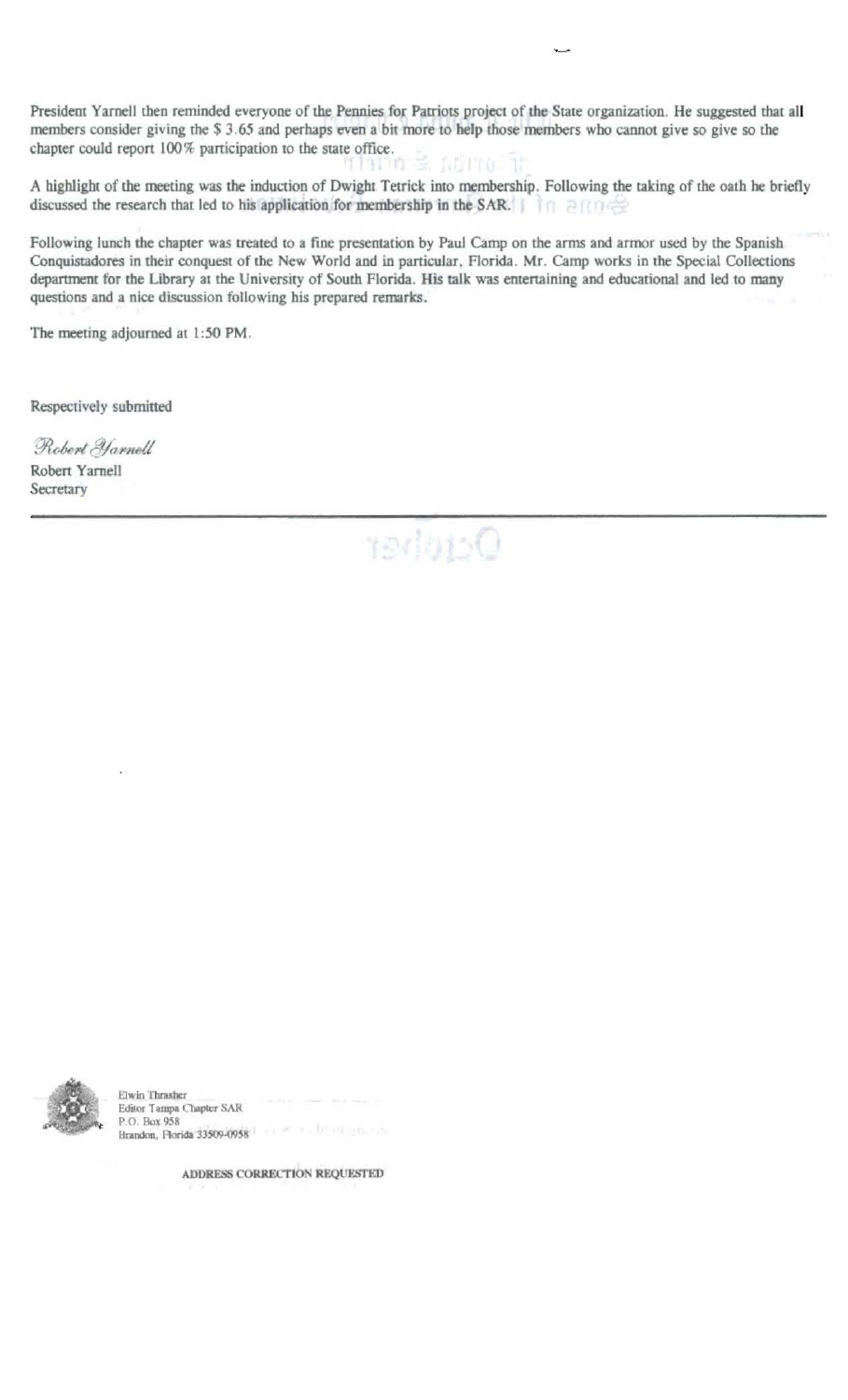President Yarnell then reminded everyone of the Pennies for Patriots project of the State organization. He suggested that all members consider giving the $ 3.65 and perhaps even a bit more to help those members who cannot give so give so the chapter could report 100% participation to the state office.

A highlight of the meeting was the induction of Dwight Tetrick into membership. Following the taking of the oath he briefly discussed the research that led to his application for membership in the SAR.

Following lunch the chapter was treated to a fine presentation by Paul Camp on the arms and armor used by the Spanish Conquistadores in their conquest of the New World and in particular, Florida. Mr. Camp works in the Special Collections department for the Library at the University of South Florida. His talk was entertaining and educational and led to many questions and a nice discussion following his prepared remarks.

The meeting adjourned at 1:50 PM.

Respectively submitted

*Robert Yarnell*

Robert Yarnell
Secretary

---

Elwin Thrasher
Editor Tampa Chapter SAR
P.O. Box 958
Brandon, Florida 33509-0958

ADDRESS CORRECTION REQUESTED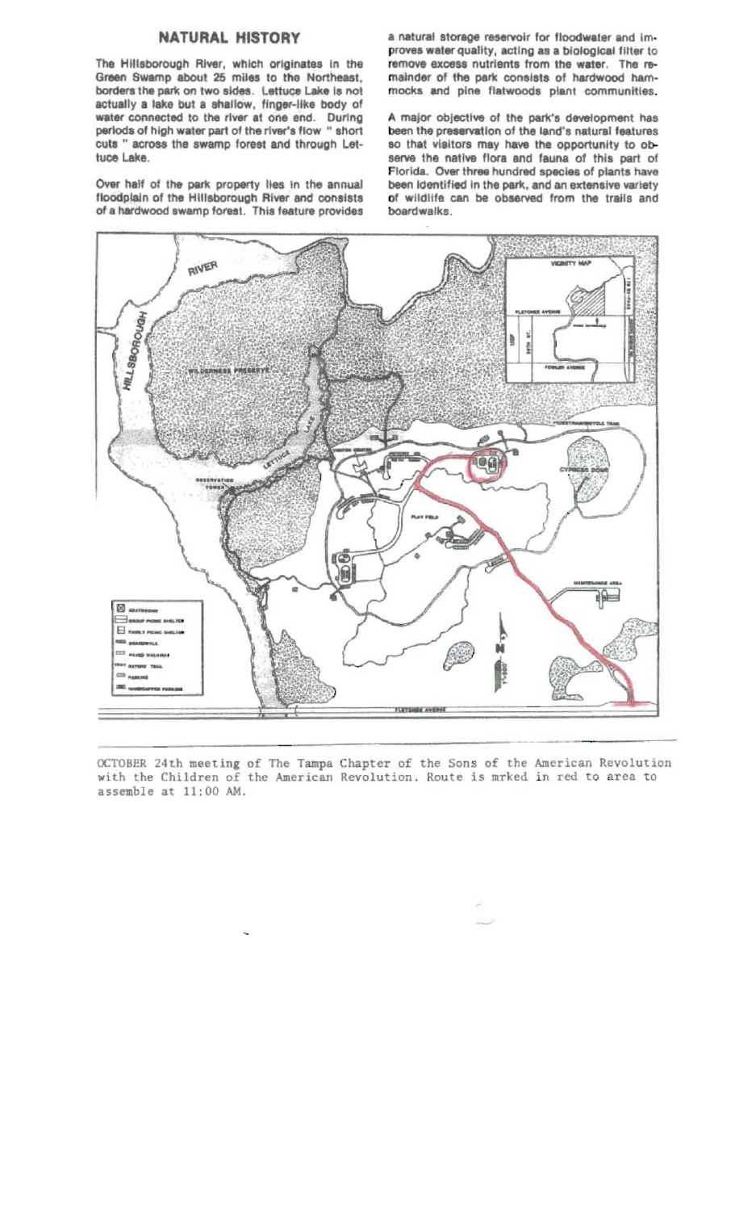## NATURAL HISTORY

The Hillsborough River, which originates in the Green Swamp about 25 miles to the Northeast, borders the park on two sides. Lettuce Lake is not actually a lake but a shallow, finger-like body of water connected to the river at one end. During periods of high water part of the river's flow " short cuts " across the swamp forest and through Lettuce Lake.

Over half of the park property lies in the annual floodplain of the Hillsborough River and consists of a hardwood swamp forest. This feature provides a natural storage reservoir for floodwater and improves water quality, acting as a biological filter to remove excess nutrients from the water. The remainder of the park consists of hardwood hammocks and pine flatwoods plant communities.

A major objective of the park's development has been the preservation of the land's natural features so that visitors may have the opportunity to observe the native flora and fauna of this part of Florida. Over three hundred species of plants have been identified in the park, and an extensive variety of wildlife can be observed from the trails and boardwalks.

HILLSBOROUGH RIVER

WILDERNESS PRESERVE

LETTUCE LAKE

OBSERVATION TOWER

VISITOR CENTER

PLAY FIELD

CYPRESS DOME

MAINTENANCE AREA

PEDESTRIAN/BICYCLE TRAIL

FLETCHER AVENUE

VICINITY MAP

FLETCHER AVENUE

FOWLER AVENUE

USF

30TH ST.

RESTROOMS

GROUP PICNIC SHELTER

FAMILY PICNIC SHELTER

BOARDWALK

PAVED WALKWAY

NATURE TRAIL

PARKING

HANDICAPPED PARKING

N

OCTOBER 24th meeting of The Tampa Chapter of the Sons of the American Revolution with the Children of the American Revolution. Route is mrked in red to area to assemble at 11:00 AM.